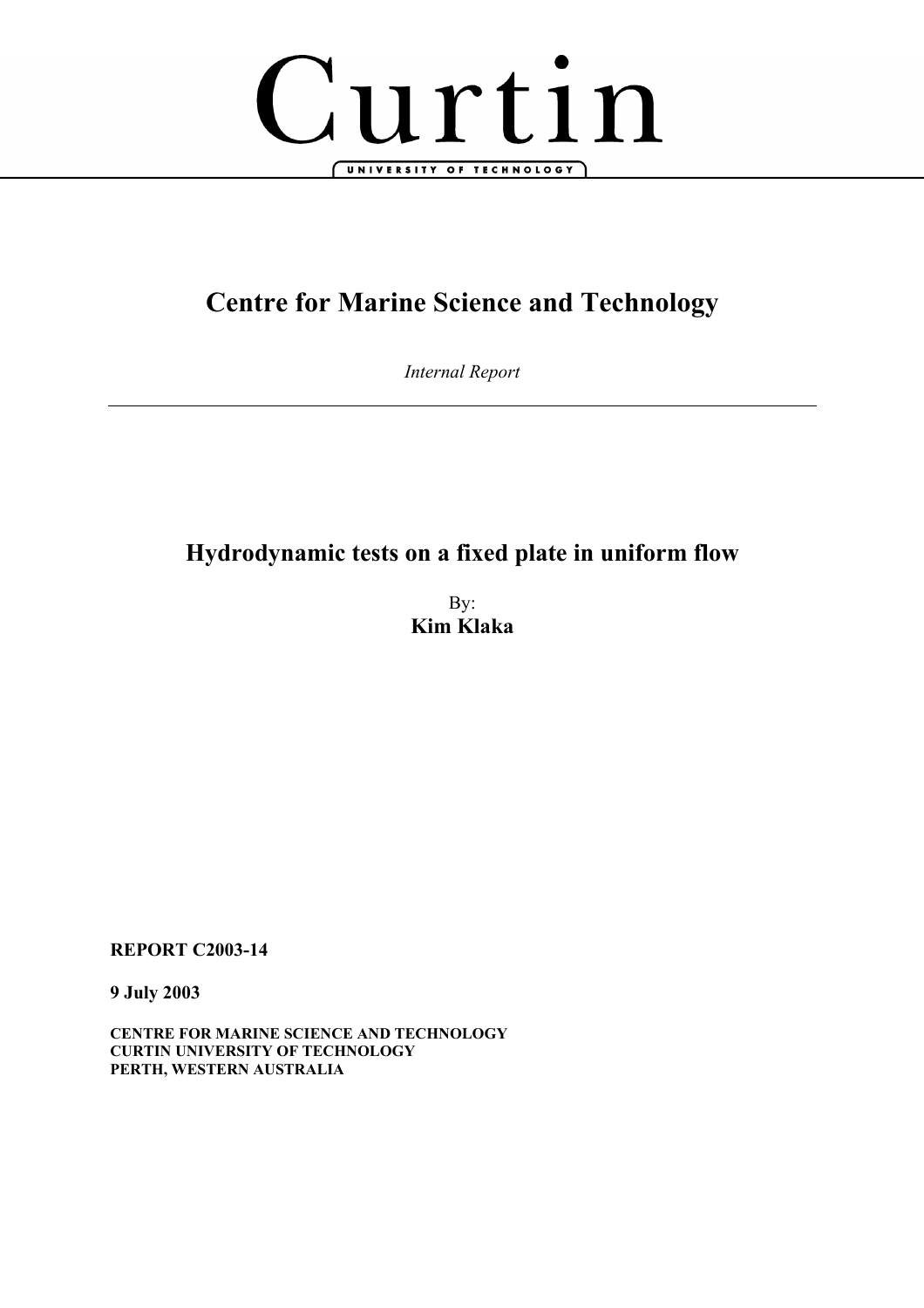Curtin

UNIVERSITY OF TECHNOLOGY

# Centre for Marine Science and Technology

*Internal Report*

---

## Hydrodynamic tests on a fixed plate in uniform flow

By:
**Kim Klaka**

**REPORT C2003-14**

**9 July 2003**

**CENTRE FOR MARINE SCIENCE AND TECHNOLOGY**
**CURTIN UNIVERSITY OF TECHNOLOGY**
**PERTH, WESTERN AUSTRALIA**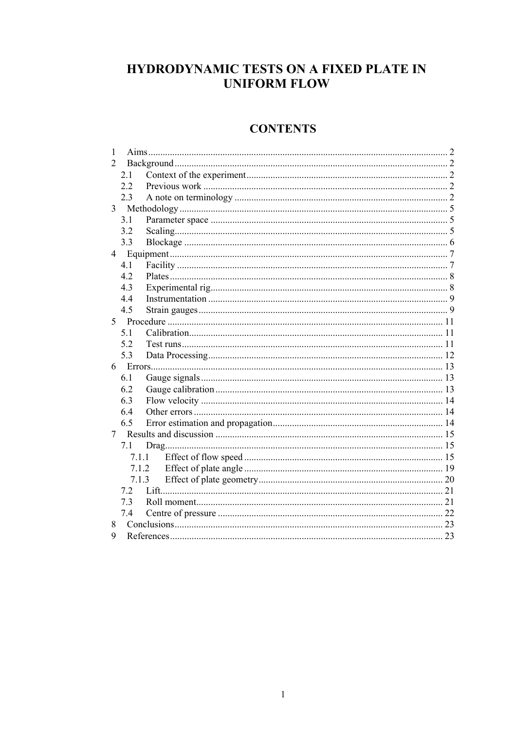# HYDRODYNAMIC TESTS ON A FIXED PLATE IN UNIFORM FLOW

## CONTENTS

1 Aims ........ 2
2 Background ........ 2
  2.1 Context of the experiment ........ 2
  2.2 Previous work ........ 2
  2.3 A note on terminology ........ 2
3 Methodology ........ 5
  3.1 Parameter space ........ 5
  3.2 Scaling ........ 5
  3.3 Blockage ........ 6
4 Equipment ........ 7
  4.1 Facility ........ 7
  4.2 Plates ........ 8
  4.3 Experimental rig ........ 8
  4.4 Instrumentation ........ 9
  4.5 Strain gauges ........ 9
5 Procedure ........ 11
  5.1 Calibration ........ 11
  5.2 Test runs ........ 11
  5.3 Data Processing ........ 12
6 Errors ........ 13
  6.1 Gauge signals ........ 13
  6.2 Gauge calibration ........ 13
  6.3 Flow velocity ........ 14
  6.4 Other errors ........ 14
  6.5 Error estimation and propagation ........ 14
7 Results and discussion ........ 15
  7.1 Drag ........ 15
    7.1.1 Effect of flow speed ........ 15
    7.1.2 Effect of plate angle ........ 19
    7.1.3 Effect of plate geometry ........ 20
  7.2 Lift ........ 21
  7.3 Roll moment ........ 21
  7.4 Centre of pressure ........ 22
8 Conclusions ........ 23
9 References ........ 23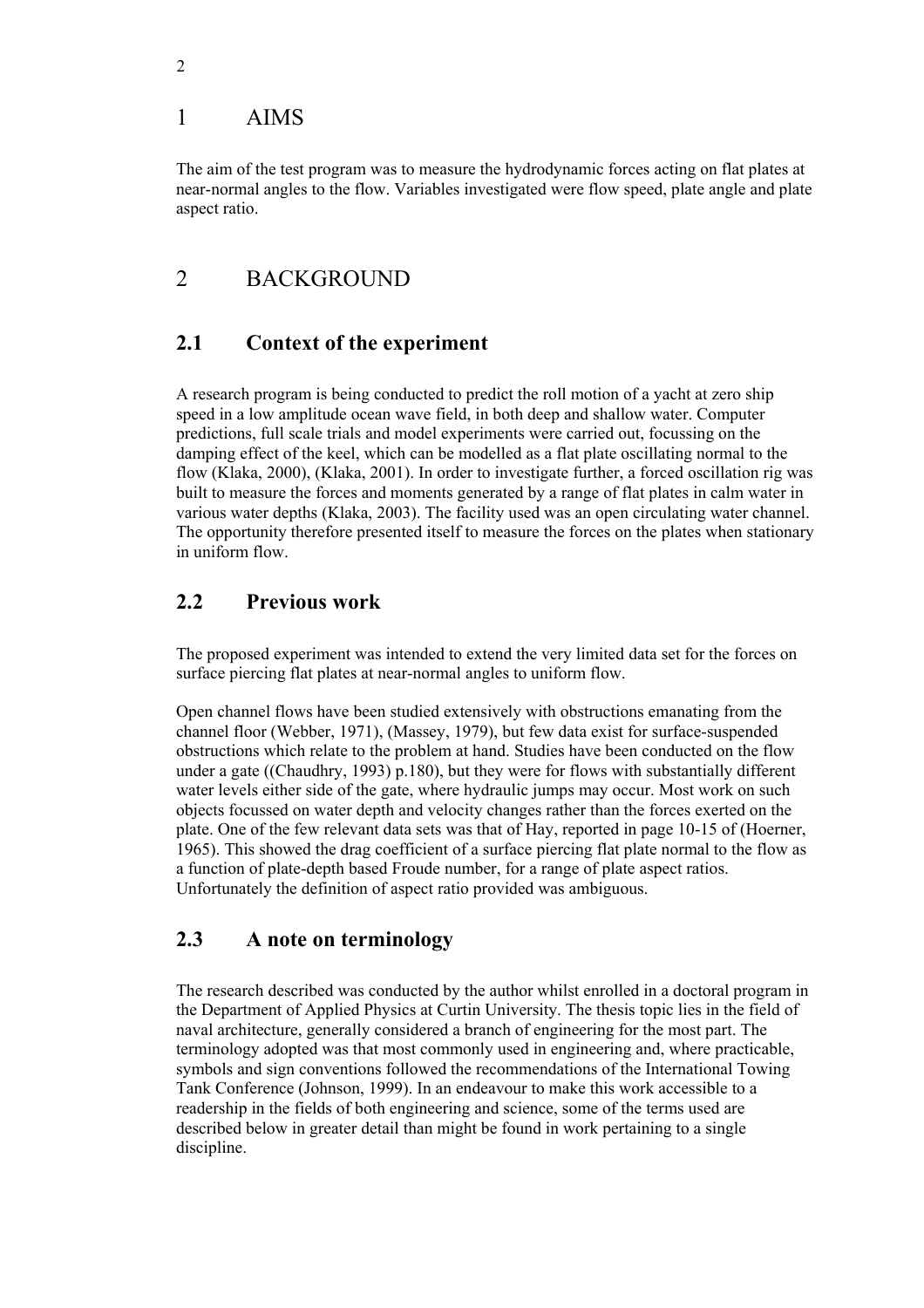# 1 AIMS

The aim of the test program was to measure the hydrodynamic forces acting on flat plates at near-normal angles to the flow. Variables investigated were flow speed, plate angle and plate aspect ratio.

# 2 BACKGROUND

## 2.1 Context of the experiment

A research program is being conducted to predict the roll motion of a yacht at zero ship speed in a low amplitude ocean wave field, in both deep and shallow water. Computer predictions, full scale trials and model experiments were carried out, focussing on the damping effect of the keel, which can be modelled as a flat plate oscillating normal to the flow (Klaka, 2000), (Klaka, 2001). In order to investigate further, a forced oscillation rig was built to measure the forces and moments generated by a range of flat plates in calm water in various water depths (Klaka, 2003). The facility used was an open circulating water channel. The opportunity therefore presented itself to measure the forces on the plates when stationary in uniform flow.

## 2.2 Previous work

The proposed experiment was intended to extend the very limited data set for the forces on surface piercing flat plates at near-normal angles to uniform flow.

Open channel flows have been studied extensively with obstructions emanating from the channel floor (Webber, 1971), (Massey, 1979), but few data exist for surface-suspended obstructions which relate to the problem at hand. Studies have been conducted on the flow under a gate ((Chaudhry, 1993) p.180), but they were for flows with substantially different water levels either side of the gate, where hydraulic jumps may occur. Most work on such objects focussed on water depth and velocity changes rather than the forces exerted on the plate. One of the few relevant data sets was that of Hay, reported in page 10-15 of (Hoerner, 1965). This showed the drag coefficient of a surface piercing flat plate normal to the flow as a function of plate-depth based Froude number, for a range of plate aspect ratios. Unfortunately the definition of aspect ratio provided was ambiguous.

## 2.3 A note on terminology

The research described was conducted by the author whilst enrolled in a doctoral program in the Department of Applied Physics at Curtin University. The thesis topic lies in the field of naval architecture, generally considered a branch of engineering for the most part. The terminology adopted was that most commonly used in engineering and, where practicable, symbols and sign conventions followed the recommendations of the International Towing Tank Conference (Johnson, 1999). In an endeavour to make this work accessible to a readership in the fields of both engineering and science, some of the terms used are described below in greater detail than might be found in work pertaining to a single discipline.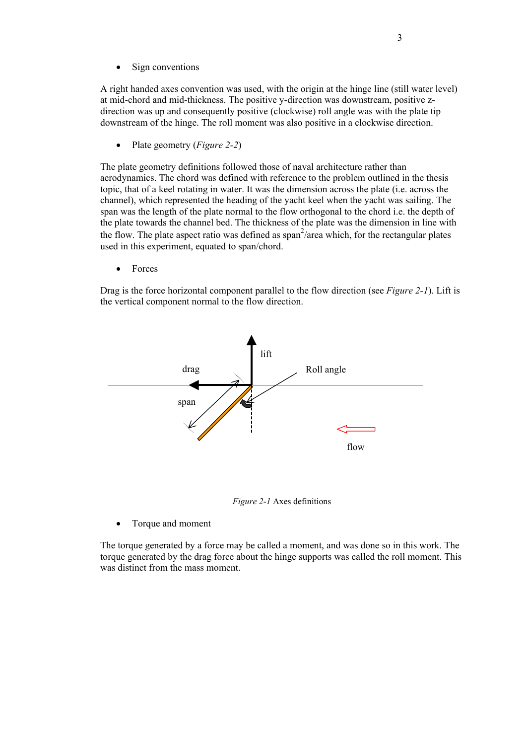- Sign conventions

A right handed axes convention was used, with the origin at the hinge line (still water level) at mid-chord and mid-thickness. The positive y-direction was downstream, positive z-direction was up and consequently positive (clockwise) roll angle was with the plate tip downstream of the hinge. The roll moment was also positive in a clockwise direction.

- Plate geometry (*Figure 2-2*)

The plate geometry definitions followed those of naval architecture rather than aerodynamics. The chord was defined with reference to the problem outlined in the thesis topic, that of a keel rotating in water. It was the dimension across the plate (i.e. across the channel), which represented the heading of the yacht keel when the yacht was sailing. The span was the length of the plate normal to the flow orthogonal to the chord i.e. the depth of the plate towards the channel bed. The thickness of the plate was the dimension in line with the flow. The plate aspect ratio was defined as $span^2$/area which, for the rectangular plates used in this experiment, equated to span/chord.

- Forces

Drag is the force horizontal component parallel to the flow direction (see *Figure 2-1*). Lift is the vertical component normal to the flow direction.

*Figure 2-1* Axes definitions

- Torque and moment

The torque generated by a force may be called a moment, and was done so in this work. The torque generated by the drag force about the hinge supports was called the roll moment. This was distinct from the mass moment.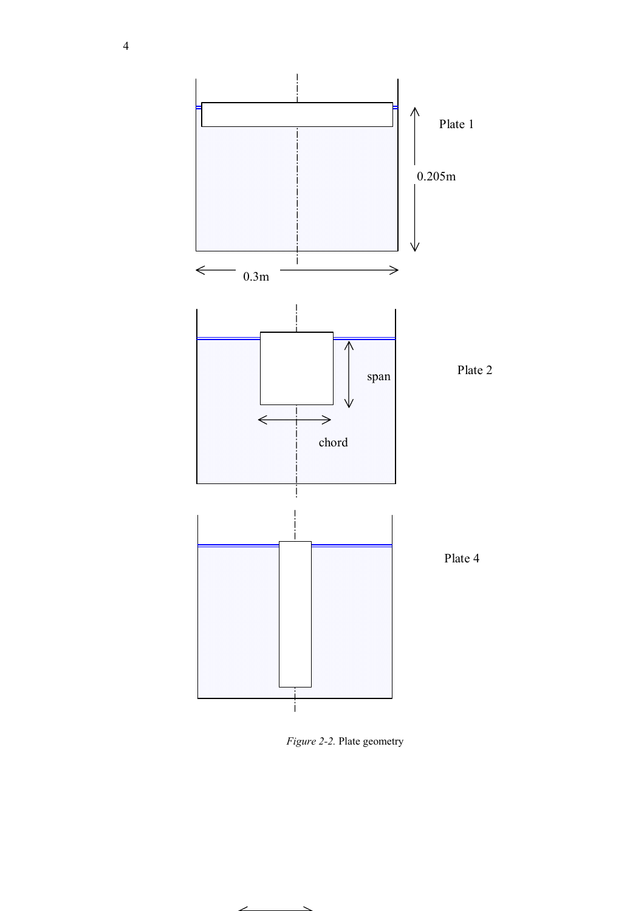Plate 1

0.205m

0.3m

span

chord

Plate 2

Plate 4

*Figure 2-2.* Plate geometry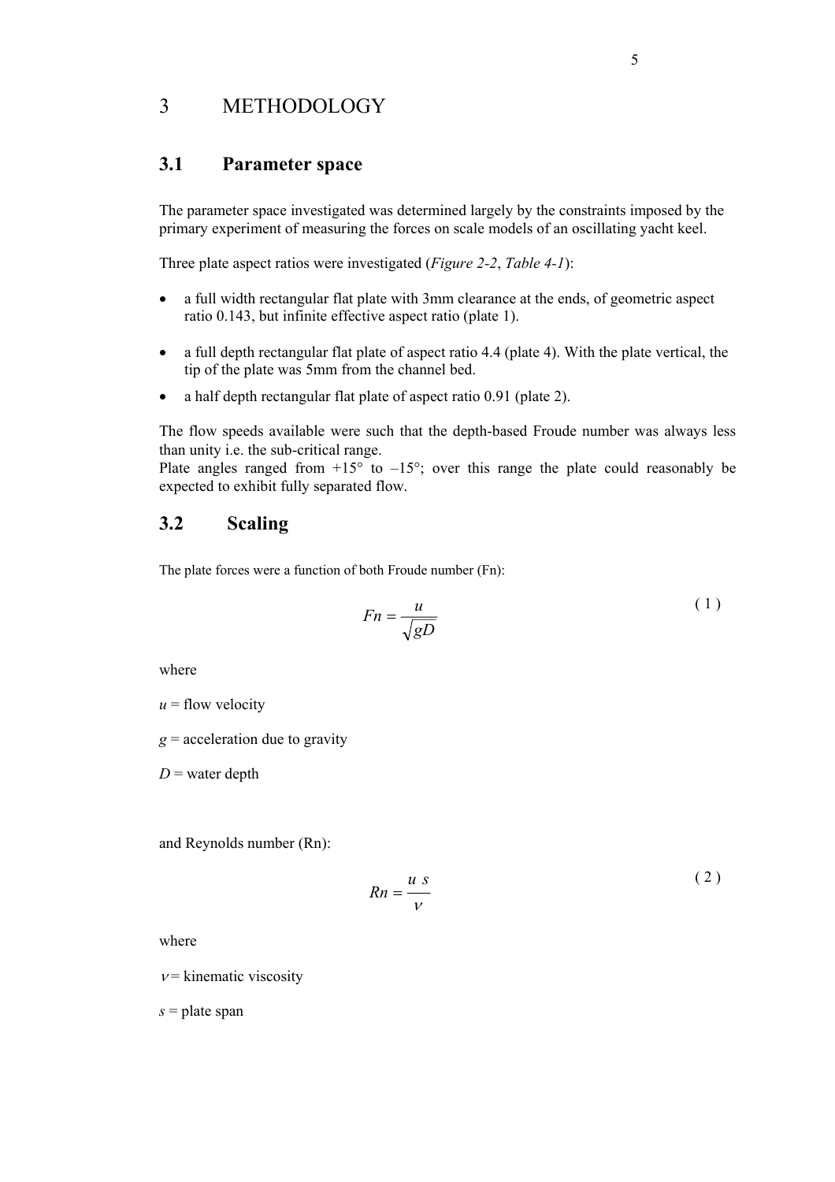# 3 METHODOLOGY

## 3.1 Parameter space

The parameter space investigated was determined largely by the constraints imposed by the primary experiment of measuring the forces on scale models of an oscillating yacht keel.

Three plate aspect ratios were investigated (*Figure 2-2*, *Table 4-1*):

- a full width rectangular flat plate with 3mm clearance at the ends, of geometric aspect ratio 0.143, but infinite effective aspect ratio (plate 1).
- a full depth rectangular flat plate of aspect ratio 4.4 (plate 4). With the plate vertical, the tip of the plate was 5mm from the channel bed.
- a half depth rectangular flat plate of aspect ratio 0.91 (plate 2).

The flow speeds available were such that the depth-based Froude number was always less than unity i.e. the sub-critical range.
Plate angles ranged from +15° to –15°; over this range the plate could reasonably be expected to exhibit fully separated flow.

## 3.2 Scaling

The plate forces were a function of both Froude number (Fn):

$$Fn = \frac{u}{\sqrt{gD}} \tag{1}$$

where

$u$ = flow velocity

$g$ = acceleration due to gravity

$D$ = water depth

and Reynolds number (Rn):

$$Rn = \frac{u\ s}{\nu} \tag{2}$$

where

$\nu$ = kinematic viscosity

$s$ = plate span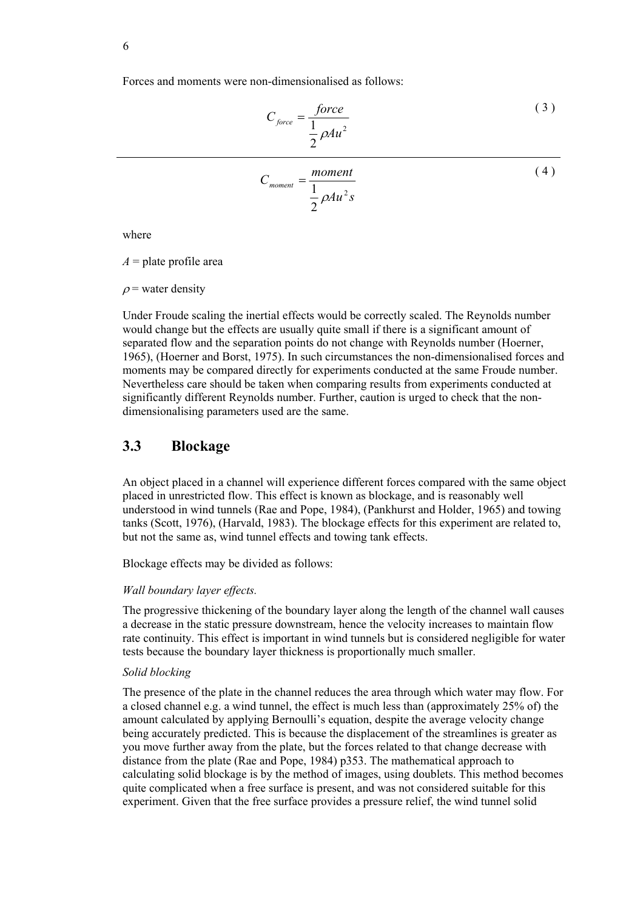Forces and moments were non-dimensionalised as follows:

$$C_{force} = \frac{force}{\frac{1}{2}\rho A u^2} \tag{3}$$

$$C_{moment} = \frac{moment}{\frac{1}{2}\rho A u^2 s} \tag{4}$$

where

$A$ = plate profile area

$\rho$ = water density

Under Froude scaling the inertial effects would be correctly scaled. The Reynolds number would change but the effects are usually quite small if there is a significant amount of separated flow and the separation points do not change with Reynolds number (Hoerner, 1965), (Hoerner and Borst, 1975). In such circumstances the non-dimensionalised forces and moments may be compared directly for experiments conducted at the same Froude number. Nevertheless care should be taken when comparing results from experiments conducted at significantly different Reynolds number. Further, caution is urged to check that the non-dimensionalising parameters used are the same.

## 3.3 Blockage

An object placed in a channel will experience different forces compared with the same object placed in unrestricted flow. This effect is known as blockage, and is reasonably well understood in wind tunnels (Rae and Pope, 1984), (Pankhurst and Holder, 1965) and towing tanks (Scott, 1976), (Harvald, 1983). The blockage effects for this experiment are related to, but not the same as, wind tunnel effects and towing tank effects.

Blockage effects may be divided as follows:

*Wall boundary layer effects.*

The progressive thickening of the boundary layer along the length of the channel wall causes a decrease in the static pressure downstream, hence the velocity increases to maintain flow rate continuity. This effect is important in wind tunnels but is considered negligible for water tests because the boundary layer thickness is proportionally much smaller.

*Solid blocking*

The presence of the plate in the channel reduces the area through which water may flow. For a closed channel e.g. a wind tunnel, the effect is much less than (approximately 25% of) the amount calculated by applying Bernoulli's equation, despite the average velocity change being accurately predicted. This is because the displacement of the streamlines is greater as you move further away from the plate, but the forces related to that change decrease with distance from the plate (Rae and Pope, 1984) p353. The mathematical approach to calculating solid blockage is by the method of images, using doublets. This method becomes quite complicated when a free surface is present, and was not considered suitable for this experiment. Given that the free surface provides a pressure relief, the wind tunnel solid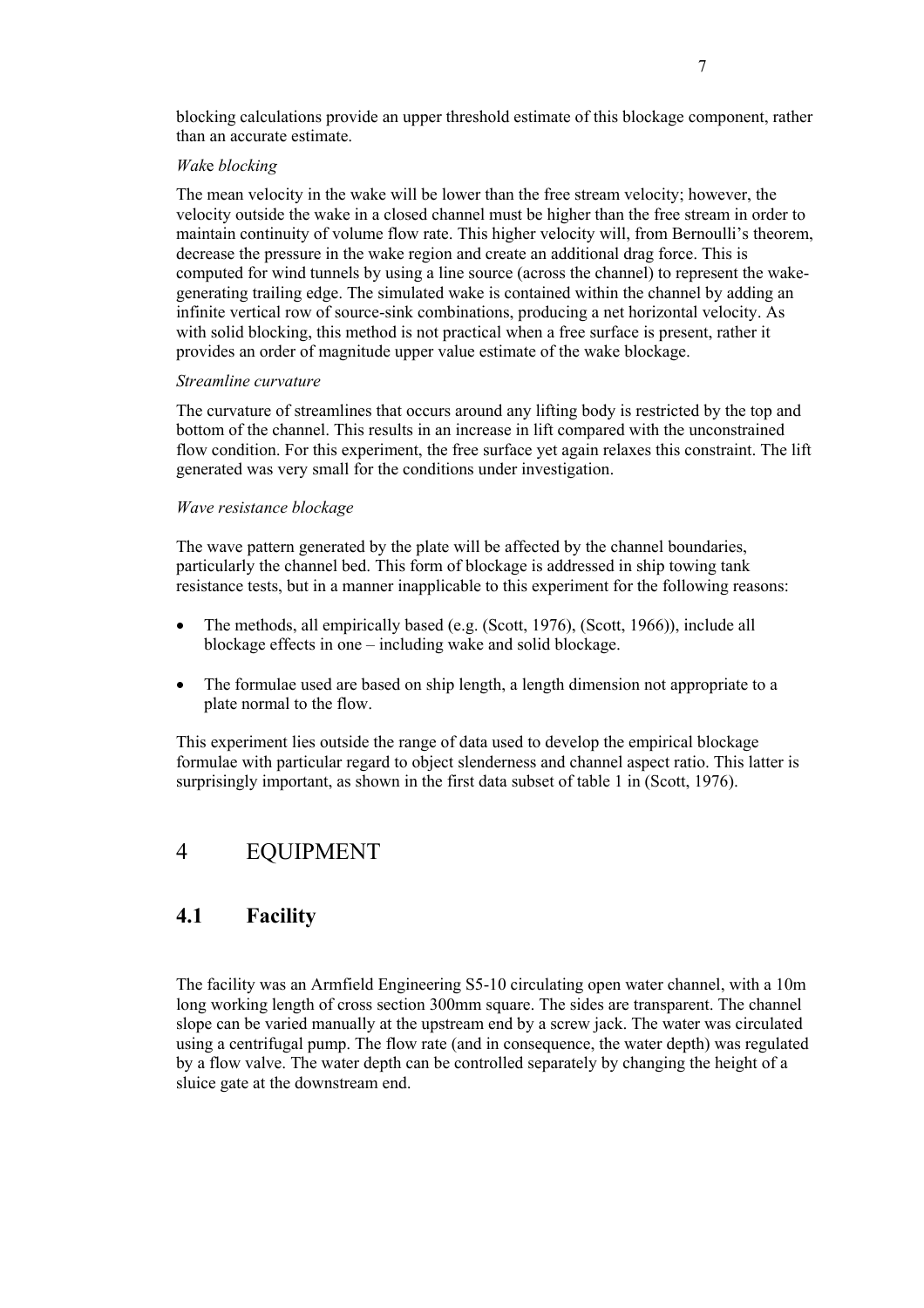blocking calculations provide an upper threshold estimate of this blockage component, rather than an accurate estimate.

*Wake blocking*

The mean velocity in the wake will be lower than the free stream velocity; however, the velocity outside the wake in a closed channel must be higher than the free stream in order to maintain continuity of volume flow rate. This higher velocity will, from Bernoulli's theorem, decrease the pressure in the wake region and create an additional drag force. This is computed for wind tunnels by using a line source (across the channel) to represent the wake-generating trailing edge. The simulated wake is contained within the channel by adding an infinite vertical row of source-sink combinations, producing a net horizontal velocity. As with solid blocking, this method is not practical when a free surface is present, rather it provides an order of magnitude upper value estimate of the wake blockage.

*Streamline curvature*

The curvature of streamlines that occurs around any lifting body is restricted by the top and bottom of the channel. This results in an increase in lift compared with the unconstrained flow condition. For this experiment, the free surface yet again relaxes this constraint. The lift generated was very small for the conditions under investigation.

*Wave resistance blockage*

The wave pattern generated by the plate will be affected by the channel boundaries, particularly the channel bed. This form of blockage is addressed in ship towing tank resistance tests, but in a manner inapplicable to this experiment for the following reasons:

- The methods, all empirically based (e.g. (Scott, 1976), (Scott, 1966)), include all blockage effects in one – including wake and solid blockage.
- The formulae used are based on ship length, a length dimension not appropriate to a plate normal to the flow.

This experiment lies outside the range of data used to develop the empirical blockage formulae with particular regard to object slenderness and channel aspect ratio. This latter is surprisingly important, as shown in the first data subset of table 1 in (Scott, 1976).

# 4 EQUIPMENT

## 4.1 Facility

The facility was an Armfield Engineering S5-10 circulating open water channel, with a 10m long working length of cross section 300mm square. The sides are transparent. The channel slope can be varied manually at the upstream end by a screw jack. The water was circulated using a centrifugal pump. The flow rate (and in consequence, the water depth) was regulated by a flow valve. The water depth can be controlled separately by changing the height of a sluice gate at the downstream end.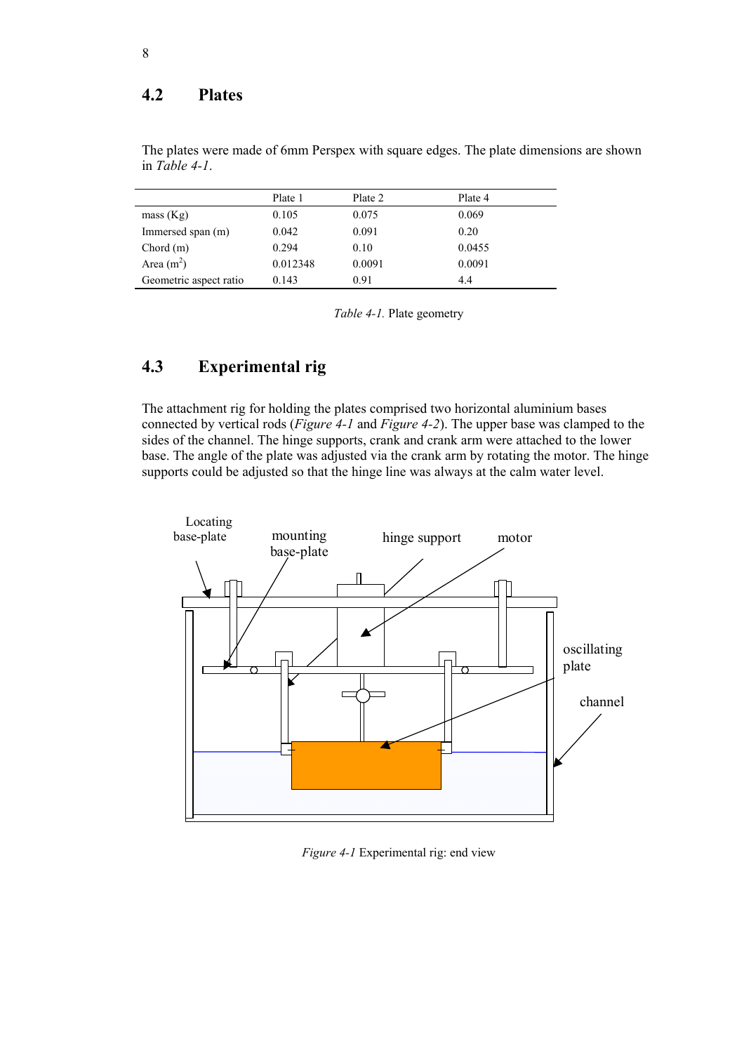## 4.2 Plates

The plates were made of 6mm Perspex with square edges. The plate dimensions are shown in *Table 4-1*.

| | Plate 1 | Plate 2 | Plate 4 |
|---|---|---|---|
| mass (Kg) | 0.105 | 0.075 | 0.069 |
| Immersed span (m) | 0.042 | 0.091 | 0.20 |
| Chord (m) | 0.294 | 0.10 | 0.0455 |
| Area ($m^2$) | 0.012348 | 0.0091 | 0.0091 |
| Geometric aspect ratio | 0.143 | 0.91 | 4.4 |

*Table 4-1.* Plate geometry

## 4.3 Experimental rig

The attachment rig for holding the plates comprised two horizontal aluminium bases connected by vertical rods (*Figure 4-1* and *Figure 4-2*). The upper base was clamped to the sides of the channel. The hinge supports, crank and crank arm were attached to the lower base. The angle of the plate was adjusted via the crank arm by rotating the motor. The hinge supports could be adjusted so that the hinge line was always at the calm water level.

*Figure 4-1* Experimental rig: end view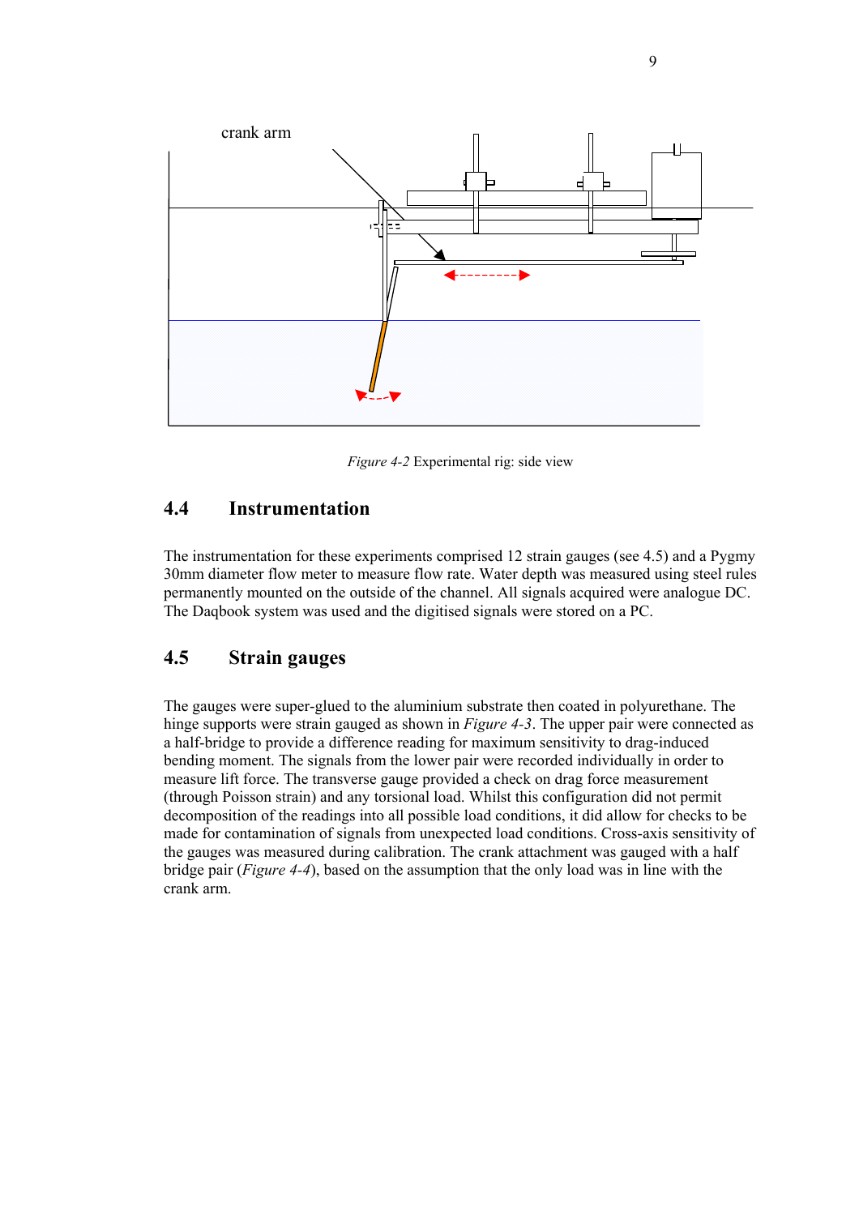crank arm

*Figure 4-2* Experimental rig: side view

## 4.4 Instrumentation

The instrumentation for these experiments comprised 12 strain gauges (see 4.5) and a Pygmy 30mm diameter flow meter to measure flow rate. Water depth was measured using steel rules permanently mounted on the outside of the channel. All signals acquired were analogue DC. The Daqbook system was used and the digitised signals were stored on a PC.

## 4.5 Strain gauges

The gauges were super-glued to the aluminium substrate then coated in polyurethane. The hinge supports were strain gauged as shown in *Figure 4-3*. The upper pair were connected as a half-bridge to provide a difference reading for maximum sensitivity to drag-induced bending moment. The signals from the lower pair were recorded individually in order to measure lift force. The transverse gauge provided a check on drag force measurement (through Poisson strain) and any torsional load. Whilst this configuration did not permit decomposition of the readings into all possible load conditions, it did allow for checks to be made for contamination of signals from unexpected load conditions. Cross-axis sensitivity of the gauges was measured during calibration. The crank attachment was gauged with a half bridge pair (*Figure 4-4*), based on the assumption that the only load was in line with the crank arm.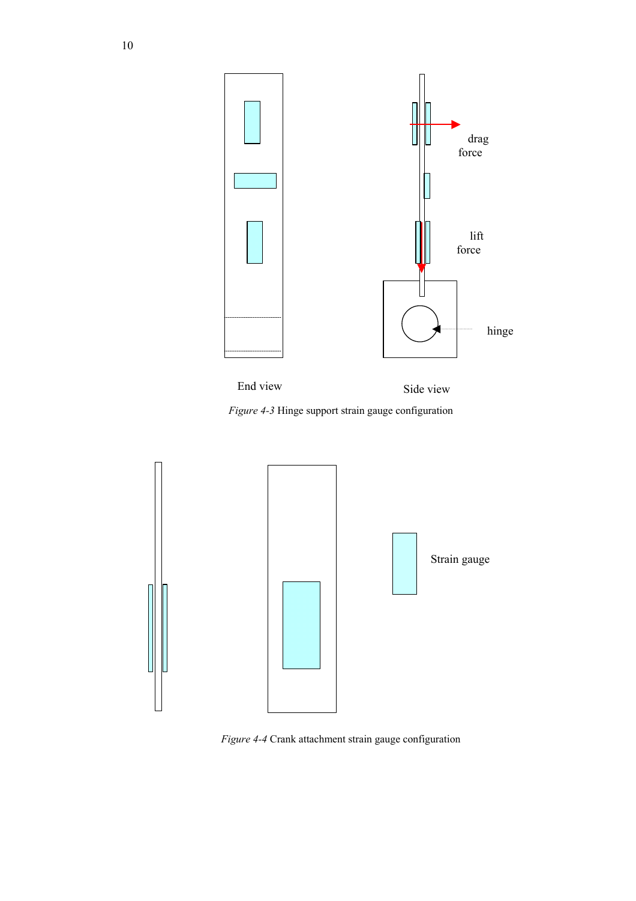*Figure 4-3* Hinge support strain gauge configuration

*Figure 4-4* Crank attachment strain gauge configuration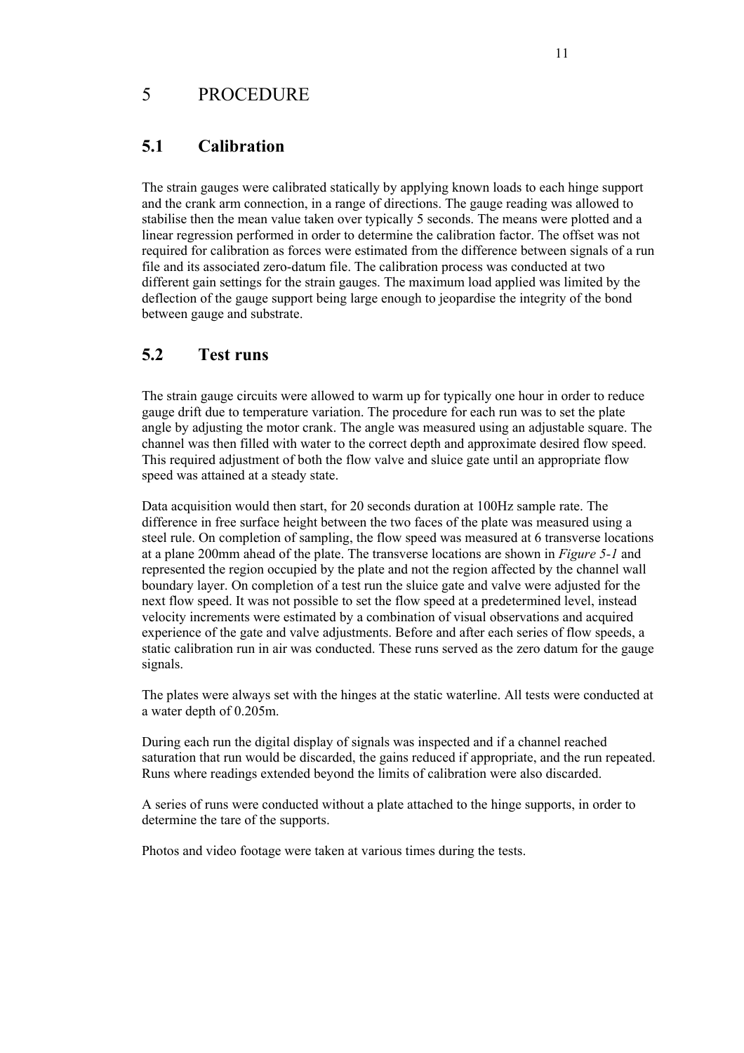# 5 PROCEDURE

## 5.1 Calibration

The strain gauges were calibrated statically by applying known loads to each hinge support and the crank arm connection, in a range of directions. The gauge reading was allowed to stabilise then the mean value taken over typically 5 seconds. The means were plotted and a linear regression performed in order to determine the calibration factor. The offset was not required for calibration as forces were estimated from the difference between signals of a run file and its associated zero-datum file. The calibration process was conducted at two different gain settings for the strain gauges. The maximum load applied was limited by the deflection of the gauge support being large enough to jeopardise the integrity of the bond between gauge and substrate.

## 5.2 Test runs

The strain gauge circuits were allowed to warm up for typically one hour in order to reduce gauge drift due to temperature variation. The procedure for each run was to set the plate angle by adjusting the motor crank. The angle was measured using an adjustable square. The channel was then filled with water to the correct depth and approximate desired flow speed. This required adjustment of both the flow valve and sluice gate until an appropriate flow speed was attained at a steady state.

Data acquisition would then start, for 20 seconds duration at 100Hz sample rate. The difference in free surface height between the two faces of the plate was measured using a steel rule. On completion of sampling, the flow speed was measured at 6 transverse locations at a plane 200mm ahead of the plate. The transverse locations are shown in *Figure 5-1* and represented the region occupied by the plate and not the region affected by the channel wall boundary layer. On completion of a test run the sluice gate and valve were adjusted for the next flow speed. It was not possible to set the flow speed at a predetermined level, instead velocity increments were estimated by a combination of visual observations and acquired experience of the gate and valve adjustments. Before and after each series of flow speeds, a static calibration run in air was conducted. These runs served as the zero datum for the gauge signals.

The plates were always set with the hinges at the static waterline. All tests were conducted at a water depth of 0.205m.

During each run the digital display of signals was inspected and if a channel reached saturation that run would be discarded, the gains reduced if appropriate, and the run repeated. Runs where readings extended beyond the limits of calibration were also discarded.

A series of runs were conducted without a plate attached to the hinge supports, in order to determine the tare of the supports.

Photos and video footage were taken at various times during the tests.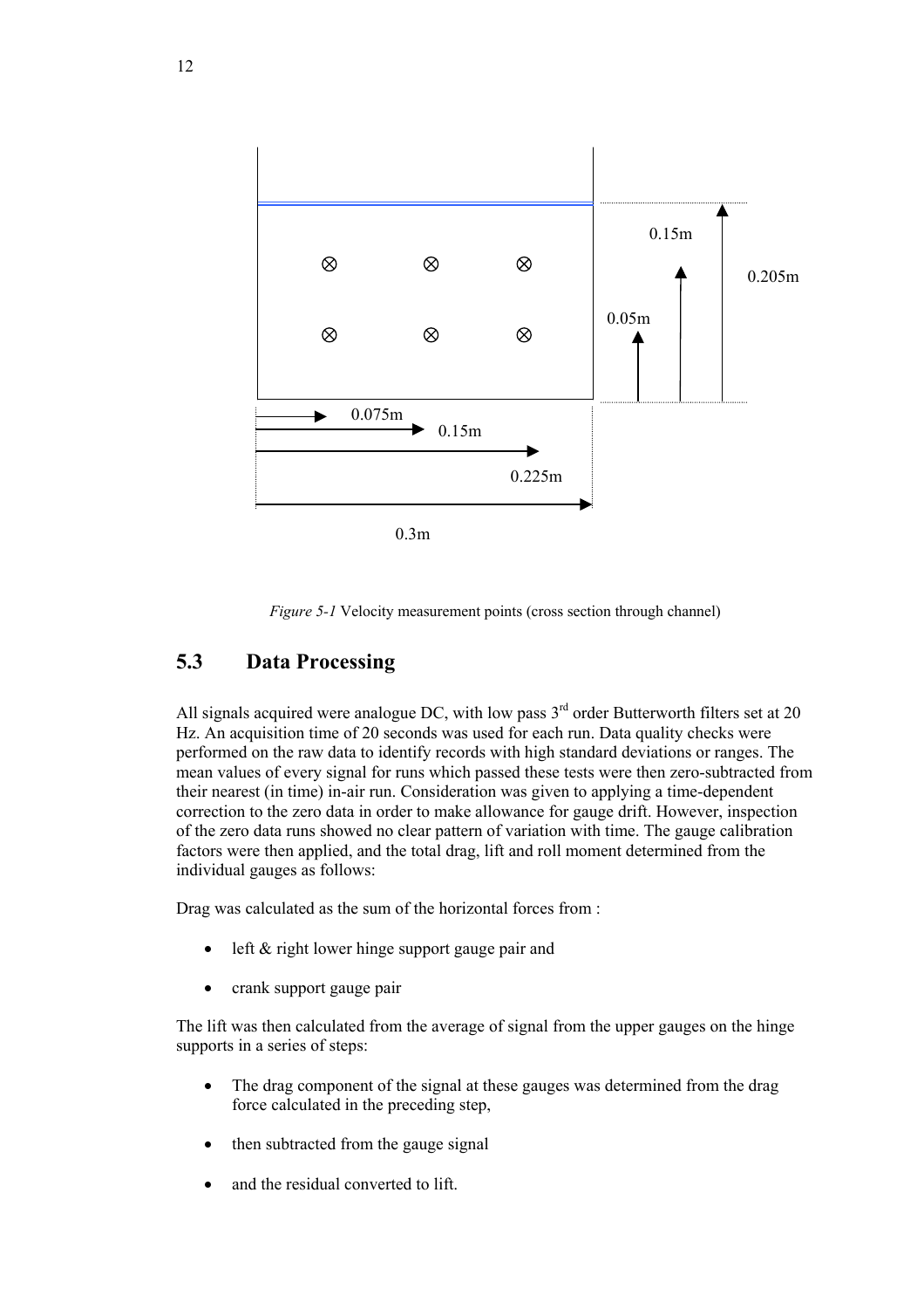*Figure 5-1* Velocity measurement points (cross section through channel)

## 5.3 Data Processing

All signals acquired were analogue DC, with low pass 3rd order Butterworth filters set at 20 Hz. An acquisition time of 20 seconds was used for each run. Data quality checks were performed on the raw data to identify records with high standard deviations or ranges. The mean values of every signal for runs which passed these tests were then zero-subtracted from their nearest (in time) in-air run. Consideration was given to applying a time-dependent correction to the zero data in order to make allowance for gauge drift. However, inspection of the zero data runs showed no clear pattern of variation with time. The gauge calibration factors were then applied, and the total drag, lift and roll moment determined from the individual gauges as follows:

Drag was calculated as the sum of the horizontal forces from :

- left & right lower hinge support gauge pair and
- crank support gauge pair

The lift was then calculated from the average of signal from the upper gauges on the hinge supports in a series of steps:

- The drag component of the signal at these gauges was determined from the drag force calculated in the preceding step,
- then subtracted from the gauge signal
- and the residual converted to lift.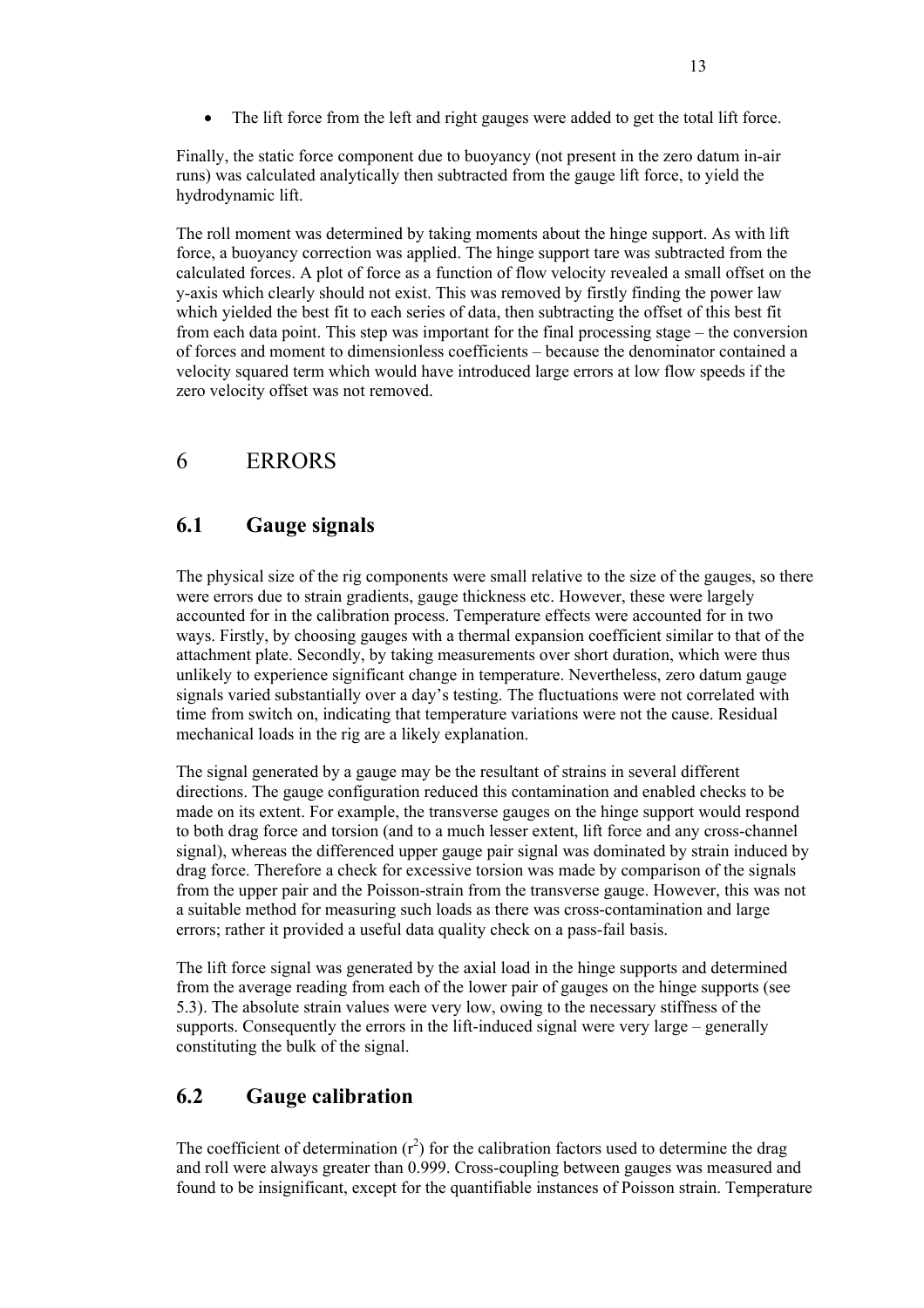- The lift force from the left and right gauges were added to get the total lift force.

Finally, the static force component due to buoyancy (not present in the zero datum in-air runs) was calculated analytically then subtracted from the gauge lift force, to yield the hydrodynamic lift.

The roll moment was determined by taking moments about the hinge support. As with lift force, a buoyancy correction was applied. The hinge support tare was subtracted from the calculated forces. A plot of force as a function of flow velocity revealed a small offset on the y-axis which clearly should not exist. This was removed by firstly finding the power law which yielded the best fit to each series of data, then subtracting the offset of this best fit from each data point. This step was important for the final processing stage – the conversion of forces and moment to dimensionless coefficients – because the denominator contained a velocity squared term which would have introduced large errors at low flow speeds if the zero velocity offset was not removed.

# 6 ERRORS

## 6.1 Gauge signals

The physical size of the rig components were small relative to the size of the gauges, so there were errors due to strain gradients, gauge thickness etc. However, these were largely accounted for in the calibration process. Temperature effects were accounted for in two ways. Firstly, by choosing gauges with a thermal expansion coefficient similar to that of the attachment plate. Secondly, by taking measurements over short duration, which were thus unlikely to experience significant change in temperature. Nevertheless, zero datum gauge signals varied substantially over a day's testing. The fluctuations were not correlated with time from switch on, indicating that temperature variations were not the cause. Residual mechanical loads in the rig are a likely explanation.

The signal generated by a gauge may be the resultant of strains in several different directions. The gauge configuration reduced this contamination and enabled checks to be made on its extent. For example, the transverse gauges on the hinge support would respond to both drag force and torsion (and to a much lesser extent, lift force and any cross-channel signal), whereas the differenced upper gauge pair signal was dominated by strain induced by drag force. Therefore a check for excessive torsion was made by comparison of the signals from the upper pair and the Poisson-strain from the transverse gauge. However, this was not a suitable method for measuring such loads as there was cross-contamination and large errors; rather it provided a useful data quality check on a pass-fail basis.

The lift force signal was generated by the axial load in the hinge supports and determined from the average reading from each of the lower pair of gauges on the hinge supports (see 5.3). The absolute strain values were very low, owing to the necessary stiffness of the supports. Consequently the errors in the lift-induced signal were very large – generally constituting the bulk of the signal.

## 6.2 Gauge calibration

The coefficient of determination ($r^2$) for the calibration factors used to determine the drag and roll were always greater than 0.999. Cross-coupling between gauges was measured and found to be insignificant, except for the quantifiable instances of Poisson strain. Temperature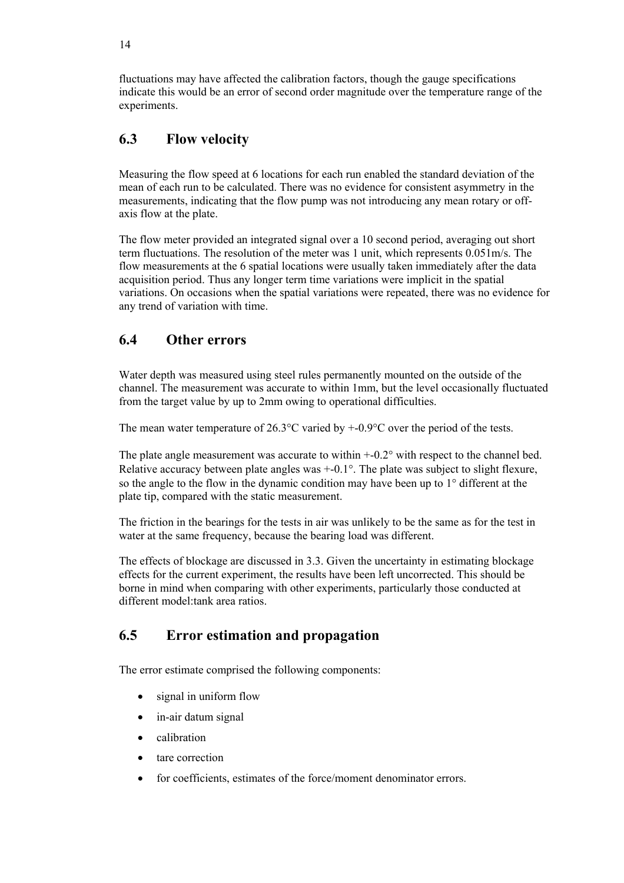fluctuations may have affected the calibration factors, though the gauge specifications indicate this would be an error of second order magnitude over the temperature range of the experiments.

## 6.3 Flow velocity

Measuring the flow speed at 6 locations for each run enabled the standard deviation of the mean of each run to be calculated. There was no evidence for consistent asymmetry in the measurements, indicating that the flow pump was not introducing any mean rotary or off-axis flow at the plate.

The flow meter provided an integrated signal over a 10 second period, averaging out short term fluctuations. The resolution of the meter was 1 unit, which represents 0.051m/s. The flow measurements at the 6 spatial locations were usually taken immediately after the data acquisition period. Thus any longer term time variations were implicit in the spatial variations. On occasions when the spatial variations were repeated, there was no evidence for any trend of variation with time.

## 6.4 Other errors

Water depth was measured using steel rules permanently mounted on the outside of the channel. The measurement was accurate to within 1mm, but the level occasionally fluctuated from the target value by up to 2mm owing to operational difficulties.

The mean water temperature of 26.3°C varied by +-0.9°C over the period of the tests.

The plate angle measurement was accurate to within +-0.2° with respect to the channel bed. Relative accuracy between plate angles was +-0.1°. The plate was subject to slight flexure, so the angle to the flow in the dynamic condition may have been up to 1° different at the plate tip, compared with the static measurement.

The friction in the bearings for the tests in air was unlikely to be the same as for the test in water at the same frequency, because the bearing load was different.

The effects of blockage are discussed in 3.3. Given the uncertainty in estimating blockage effects for the current experiment, the results have been left uncorrected. This should be borne in mind when comparing with other experiments, particularly those conducted at different model:tank area ratios.

## 6.5 Error estimation and propagation

The error estimate comprised the following components:

- signal in uniform flow
- in-air datum signal
- calibration
- tare correction
- for coefficients, estimates of the force/moment denominator errors.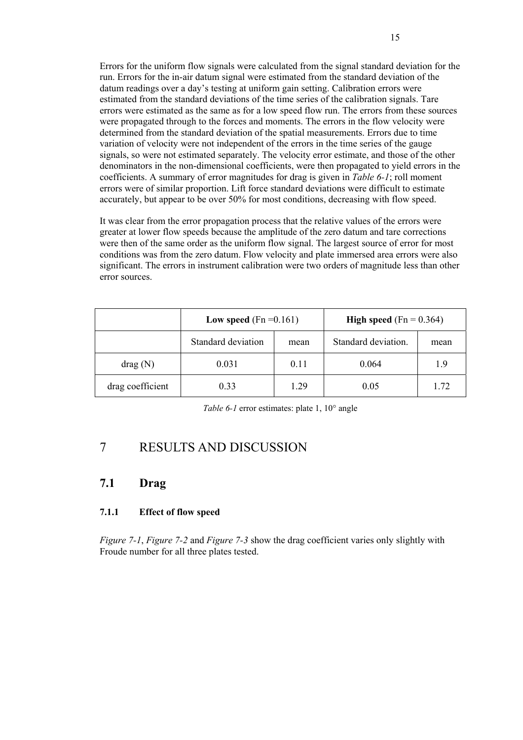Errors for the uniform flow signals were calculated from the signal standard deviation for the run. Errors for the in-air datum signal were estimated from the standard deviation of the datum readings over a day's testing at uniform gain setting. Calibration errors were estimated from the standard deviations of the time series of the calibration signals. Tare errors were estimated as the same as for a low speed flow run. The errors from these sources were propagated through to the forces and moments. The errors in the flow velocity were determined from the standard deviation of the spatial measurements. Errors due to time variation of velocity were not independent of the errors in the time series of the gauge signals, so were not estimated separately. The velocity error estimate, and those of the other denominators in the non-dimensional coefficients, were then propagated to yield errors in the coefficients. A summary of error magnitudes for drag is given in *Table 6-1*; roll moment errors were of similar proportion. Lift force standard deviations were difficult to estimate accurately, but appear to be over 50% for most conditions, decreasing with flow speed.

It was clear from the error propagation process that the relative values of the errors were greater at lower flow speeds because the amplitude of the zero datum and tare corrections were then of the same order as the uniform flow signal. The largest source of error for most conditions was from the zero datum. Flow velocity and plate immersed area errors were also significant. The errors in instrument calibration were two orders of magnitude less than other error sources.

| | **Low speed** (Fn =0.161) | | **High speed** (Fn = 0.364) | |
|---|---|---|---|---|
| | Standard deviation | mean | Standard deviation. | mean |
| drag (N) | 0.031 | 0.11 | 0.064 | 1.9 |
| drag coefficient | 0.33 | 1.29 | 0.05 | 1.72 |

*Table 6-1* error estimates: plate 1, 10° angle

# 7 RESULTS AND DISCUSSION

## 7.1 Drag

### 7.1.1 Effect of flow speed

*Figure 7-1*, *Figure 7-2* and *Figure 7-3* show the drag coefficient varies only slightly with Froude number for all three plates tested.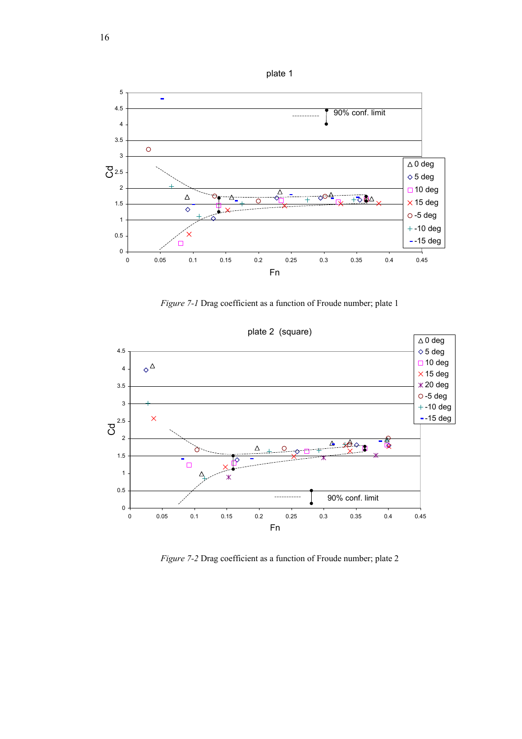*Figure 7-1* Drag coefficient as a function of Froude number; plate 1

*Figure 7-2* Drag coefficient as a function of Froude number; plate 2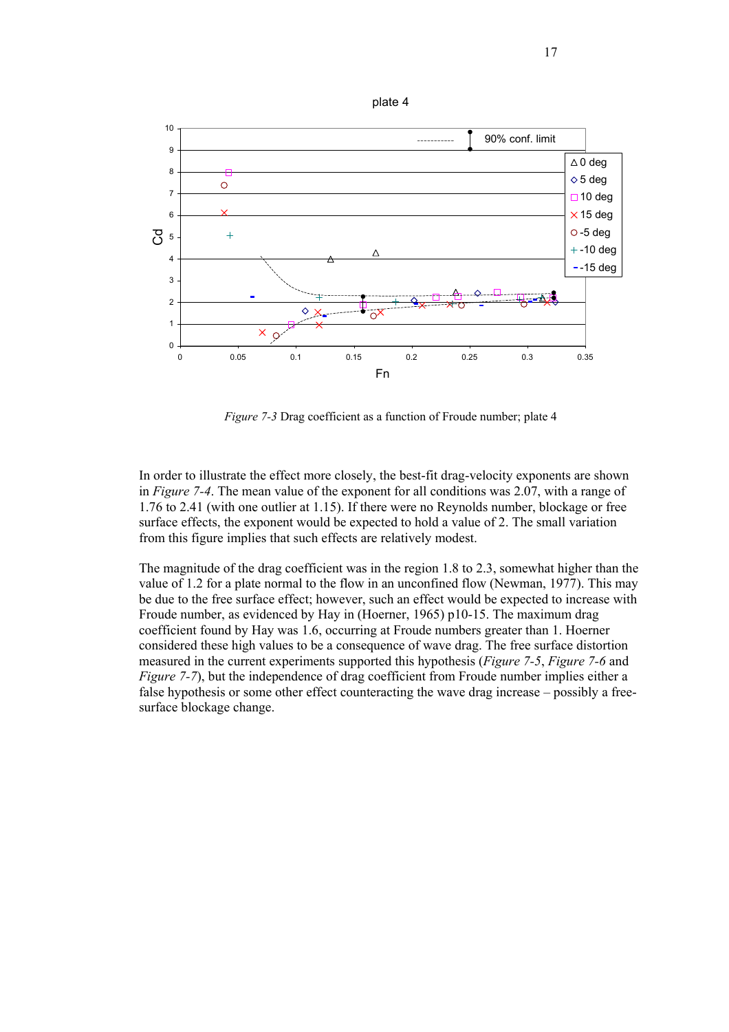*Figure 7-3* Drag coefficient as a function of Froude number; plate 4

In order to illustrate the effect more closely, the best-fit drag-velocity exponents are shown in *Figure 7-4*. The mean value of the exponent for all conditions was 2.07, with a range of 1.76 to 2.41 (with one outlier at 1.15). If there were no Reynolds number, blockage or free surface effects, the exponent would be expected to hold a value of 2. The small variation from this figure implies that such effects are relatively modest.

The magnitude of the drag coefficient was in the region 1.8 to 2.3, somewhat higher than the value of 1.2 for a plate normal to the flow in an unconfined flow (Newman, 1977). This may be due to the free surface effect; however, such an effect would be expected to increase with Froude number, as evidenced by Hay in (Hoerner, 1965) p10-15. The maximum drag coefficient found by Hay was 1.6, occurring at Froude numbers greater than 1. Hoerner considered these high values to be a consequence of wave drag. The free surface distortion measured in the current experiments supported this hypothesis (*Figure 7-5*, *Figure 7-6* and *Figure 7-7*), but the independence of drag coefficient from Froude number implies either a false hypothesis or some other effect counteracting the wave drag increase – possibly a free-surface blockage change.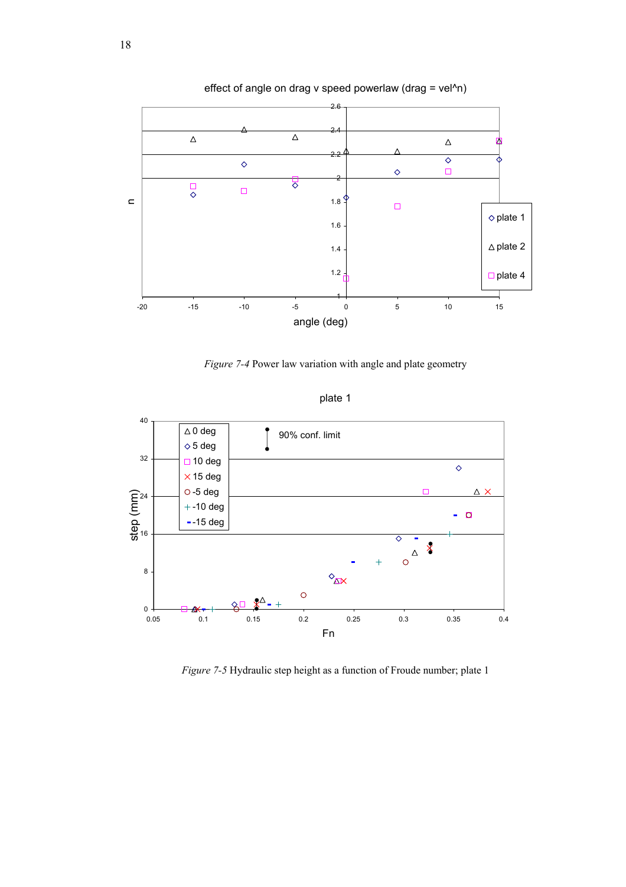*Figure 7-4* Power law variation with angle and plate geometry

*Figure 7-5* Hydraulic step height as a function of Froude number; plate 1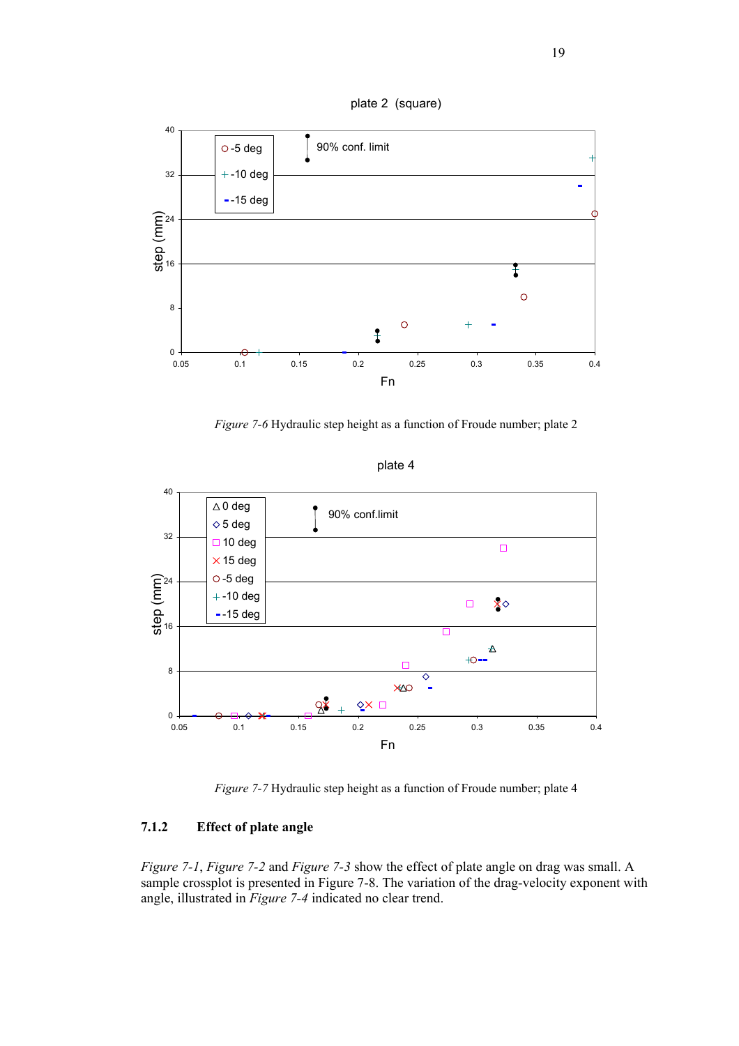*Figure 7-6* Hydraulic step height as a function of Froude number; plate 2

*Figure 7-7* Hydraulic step height as a function of Froude number; plate 4

### 7.1.2 Effect of plate angle

*Figure 7-1*, *Figure 7-2* and *Figure 7-3* show the effect of plate angle on drag was small. A sample crossplot is presented in Figure 7-8. The variation of the drag-velocity exponent with angle, illustrated in *Figure 7-4* indicated no clear trend.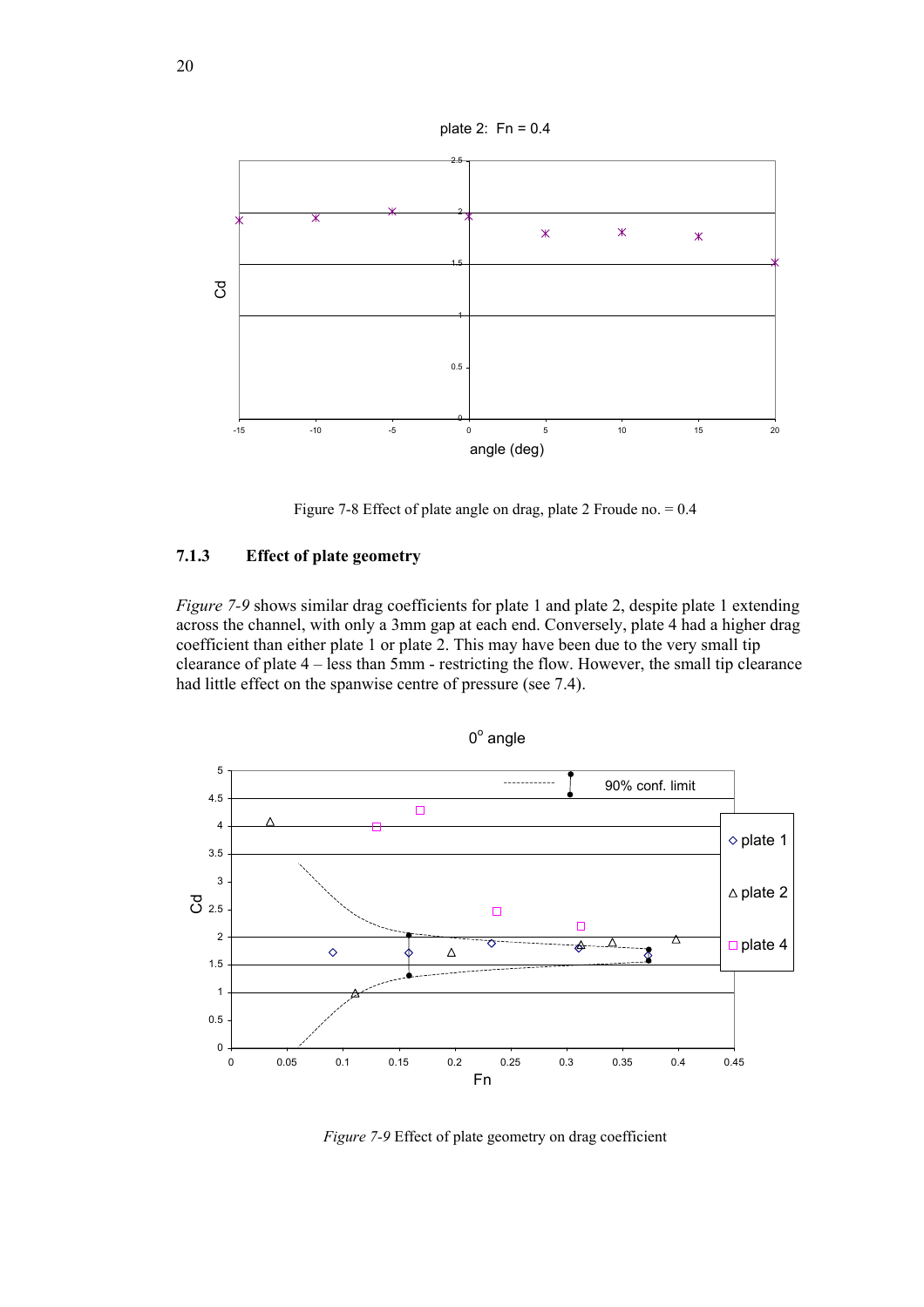Figure 7-8 Effect of plate angle on drag, plate 2 Froude no. = 0.4

### 7.1.3 Effect of plate geometry

*Figure 7-9* shows similar drag coefficients for plate 1 and plate 2, despite plate 1 extending across the channel, with only a 3mm gap at each end. Conversely, plate 4 had a higher drag coefficient than either plate 1 or plate 2. This may have been due to the very small tip clearance of plate 4 – less than 5mm - restricting the flow. However, the small tip clearance had little effect on the spanwise centre of pressure (see 7.4).

*Figure 7-9* Effect of plate geometry on drag coefficient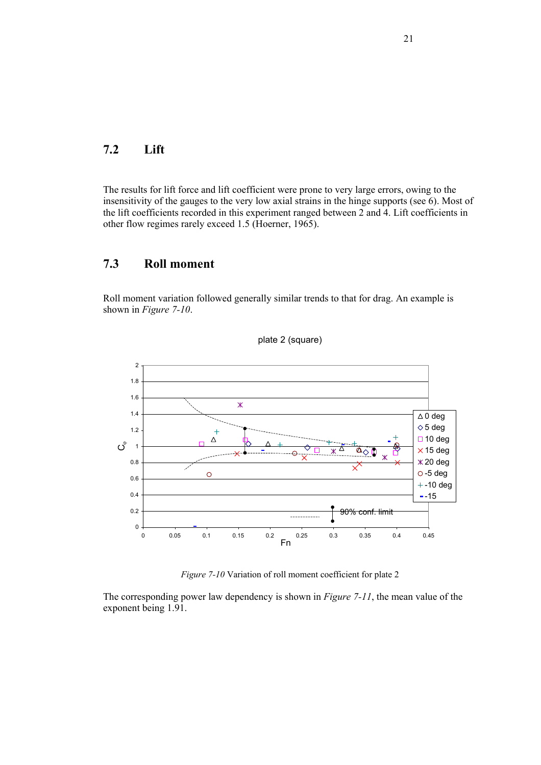## 7.2 Lift

The results for lift force and lift coefficient were prone to very large errors, owing to the insensitivity of the gauges to the very low axial strains in the hinge supports (see 6). Most of the lift coefficients recorded in this experiment ranged between 2 and 4. Lift coefficients in other flow regimes rarely exceed 1.5 (Hoerner, 1965).

## 7.3 Roll moment

Roll moment variation followed generally similar trends to that for drag. An example is shown in *Figure 7-10*.

*Figure 7-10* Variation of roll moment coefficient for plate 2

The corresponding power law dependency is shown in *Figure 7-11*, the mean value of the exponent being 1.91.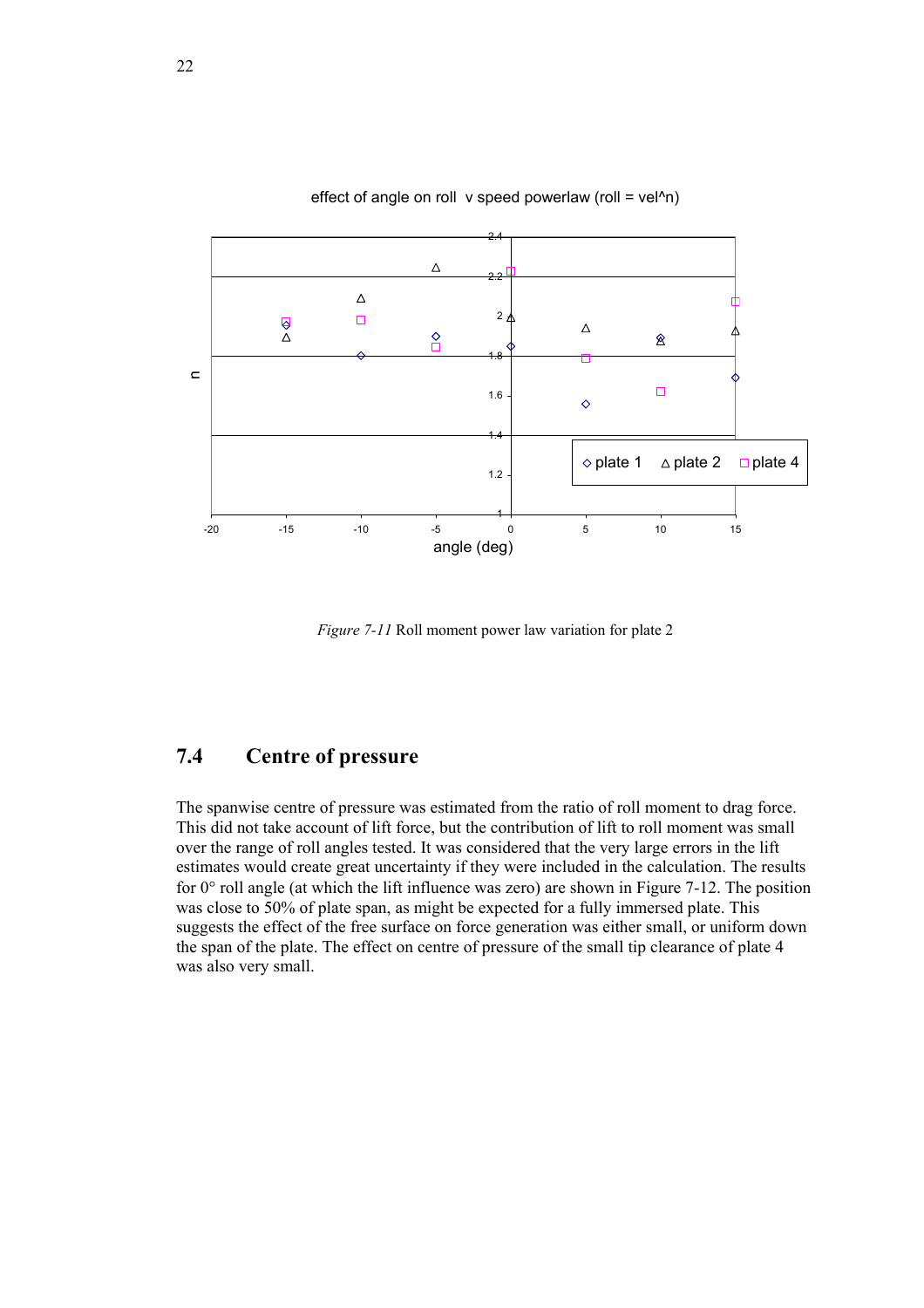effect of angle on roll v speed powerlaw (roll = vel^n)

*Figure 7-11* Roll moment power law variation for plate 2

## 7.4 Centre of pressure

The spanwise centre of pressure was estimated from the ratio of roll moment to drag force. This did not take account of lift force, but the contribution of lift to roll moment was small over the range of roll angles tested. It was considered that the very large errors in the lift estimates would create great uncertainty if they were included in the calculation. The results for 0° roll angle (at which the lift influence was zero) are shown in Figure 7-12. The position was close to 50% of plate span, as might be expected for a fully immersed plate. This suggests the effect of the free surface on force generation was either small, or uniform down the span of the plate. The effect on centre of pressure of the small tip clearance of plate 4 was also very small.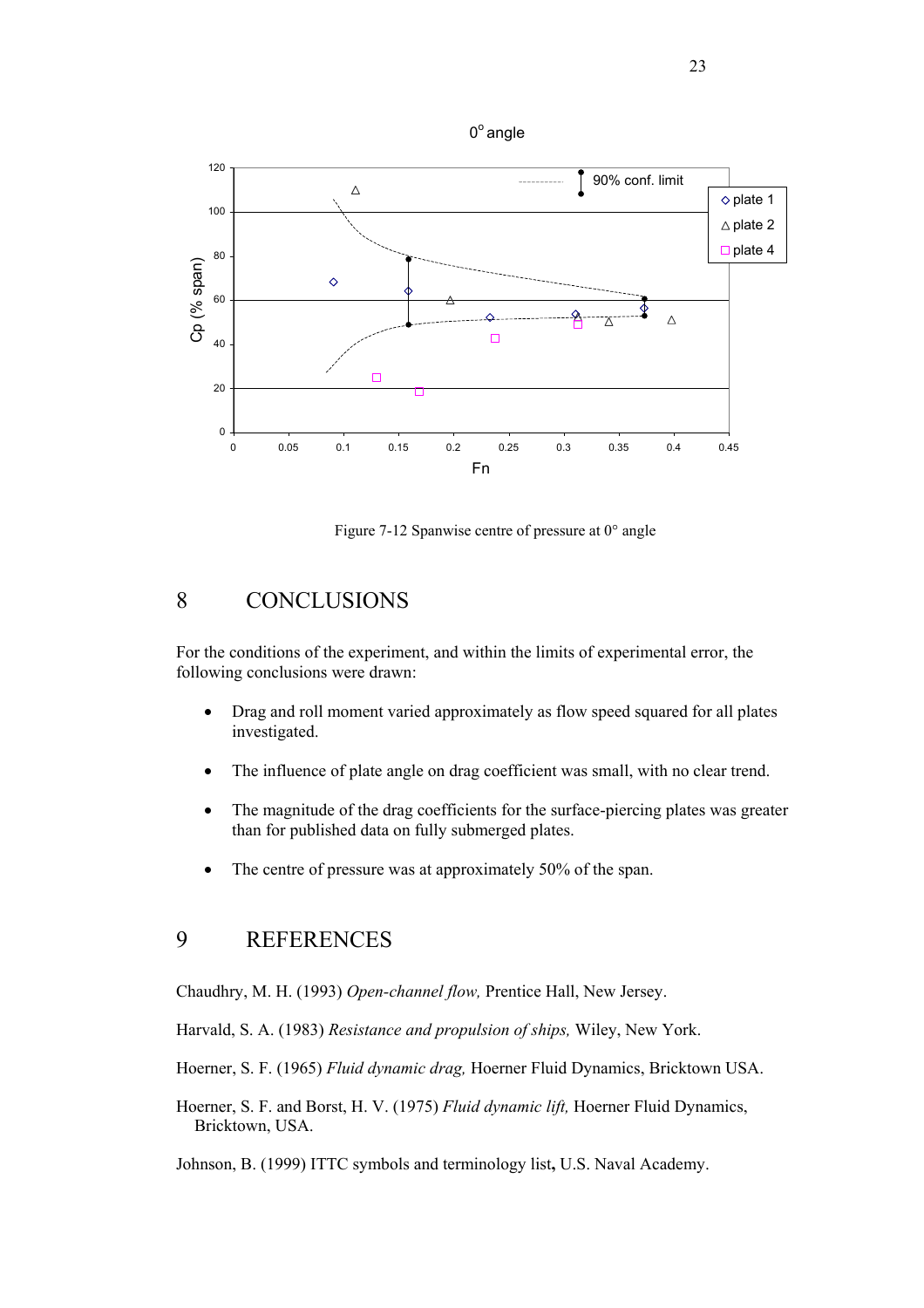Figure 7-12 Spanwise centre of pressure at 0° angle

# 8 CONCLUSIONS

For the conditions of the experiment, and within the limits of experimental error, the following conclusions were drawn:

- Drag and roll moment varied approximately as flow speed squared for all plates investigated.
- The influence of plate angle on drag coefficient was small, with no clear trend.
- The magnitude of the drag coefficients for the surface-piercing plates was greater than for published data on fully submerged plates.
- The centre of pressure was at approximately 50% of the span.

# 9 REFERENCES

Chaudhry, M. H. (1993) *Open-channel flow,* Prentice Hall, New Jersey.

Harvald, S. A. (1983) *Resistance and propulsion of ships,* Wiley, New York.

Hoerner, S. F. (1965) *Fluid dynamic drag,* Hoerner Fluid Dynamics, Bricktown USA.

Hoerner, S. F. and Borst, H. V. (1975) *Fluid dynamic lift,* Hoerner Fluid Dynamics, Bricktown, USA.

Johnson, B. (1999) ITTC symbols and terminology list**,** U.S. Naval Academy.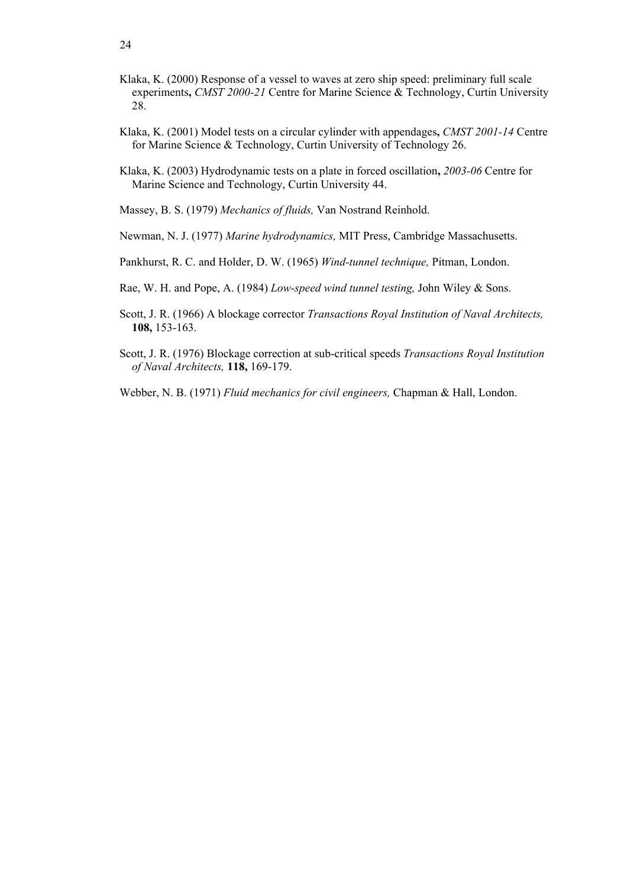Klaka, K. (2000) Response of a vessel to waves at zero ship speed: preliminary full scale experiments**,** *CMST 2000-21* Centre for Marine Science & Technology, Curtin University 28.

Klaka, K. (2001) Model tests on a circular cylinder with appendages**,** *CMST 2001-14* Centre for Marine Science & Technology, Curtin University of Technology 26.

Klaka, K. (2003) Hydrodynamic tests on a plate in forced oscillation**,** *2003-06* Centre for Marine Science and Technology, Curtin University 44.

Massey, B. S. (1979) *Mechanics of fluids,* Van Nostrand Reinhold.

Newman, N. J. (1977) *Marine hydrodynamics,* MIT Press, Cambridge Massachusetts.

Pankhurst, R. C. and Holder, D. W. (1965) *Wind-tunnel technique,* Pitman, London.

Rae, W. H. and Pope, A. (1984) *Low-speed wind tunnel testing,* John Wiley & Sons.

Scott, J. R. (1966) A blockage corrector *Transactions Royal Institution of Naval Architects,* **108,** 153-163.

Scott, J. R. (1976) Blockage correction at sub-critical speeds *Transactions Royal Institution of Naval Architects,* **118,** 169-179.

Webber, N. B. (1971) *Fluid mechanics for civil engineers,* Chapman & Hall, London.